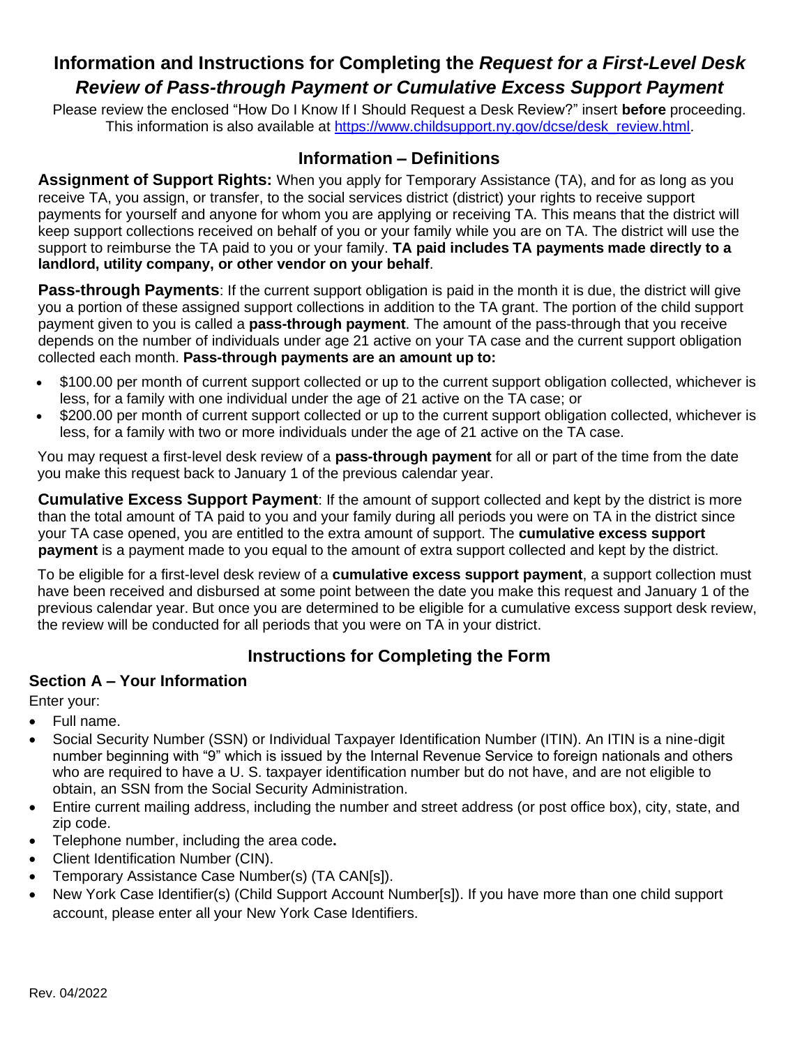# Information and Instructions for Completing the *Request for a First-Level Desk Review of Pass-through Payment or Cumulative Excess Support Payment*

Please review the enclosed "How Do I Know If I Should Request a Desk Review?" insert **before** proceeding. This information is also available at [https://www.childsupport.ny.gov/dcse/desk_review.html](https://www.childsupport.ny.gov/dcse/desk_review.html).

## Information – Definitions

**Assignment of Support Rights:** When you apply for Temporary Assistance (TA), and for as long as you receive TA, you assign, or transfer, to the social services district (district) your rights to receive support payments for yourself and anyone for whom you are applying or receiving TA. This means that the district will keep support collections received on behalf of you or your family while you are on TA. The district will use the support to reimburse the TA paid to you or your family. **TA paid includes TA payments made directly to a landlord, utility company, or other vendor on your behalf**.

**Pass-through Payments**: If the current support obligation is paid in the month it is due, the district will give you a portion of these assigned support collections in addition to the TA grant. The portion of the child support payment given to you is called a **pass-through payment**. The amount of the pass-through that you receive depends on the number of individuals under age 21 active on your TA case and the current support obligation collected each month. **Pass-through payments are an amount up to:**

- $100.00 per month of current support collected or up to the current support obligation collected, whichever is less, for a family with one individual under the age of 21 active on the TA case; or
- $200.00 per month of current support collected or up to the current support obligation collected, whichever is less, for a family with two or more individuals under the age of 21 active on the TA case.

You may request a first-level desk review of a **pass-through payment** for all or part of the time from the date you make this request back to January 1 of the previous calendar year.

**Cumulative Excess Support Payment**: If the amount of support collected and kept by the district is more than the total amount of TA paid to you and your family during all periods you were on TA in the district since your TA case opened, you are entitled to the extra amount of support. The **cumulative excess support payment** is a payment made to you equal to the amount of extra support collected and kept by the district.

To be eligible for a first-level desk review of a **cumulative excess support payment**, a support collection must have been received and disbursed at some point between the date you make this request and January 1 of the previous calendar year. But once you are determined to be eligible for a cumulative excess support desk review, the review will be conducted for all periods that you were on TA in your district.

## Instructions for Completing the Form

### Section A – Your Information

Enter your:

- Full name.
- Social Security Number (SSN) or Individual Taxpayer Identification Number (ITIN). An ITIN is a nine-digit number beginning with "9" which is issued by the Internal Revenue Service to foreign nationals and others who are required to have a U. S. taxpayer identification number but do not have, and are not eligible to obtain, an SSN from the Social Security Administration.
- Entire current mailing address, including the number and street address (or post office box), city, state, and zip code.
- Telephone number, including the area code**.**
- Client Identification Number (CIN).
- Temporary Assistance Case Number(s) (TA CAN[s]).
- New York Case Identifier(s) (Child Support Account Number[s]). If you have more than one child support account, please enter all your New York Case Identifiers.

Rev. 04/2022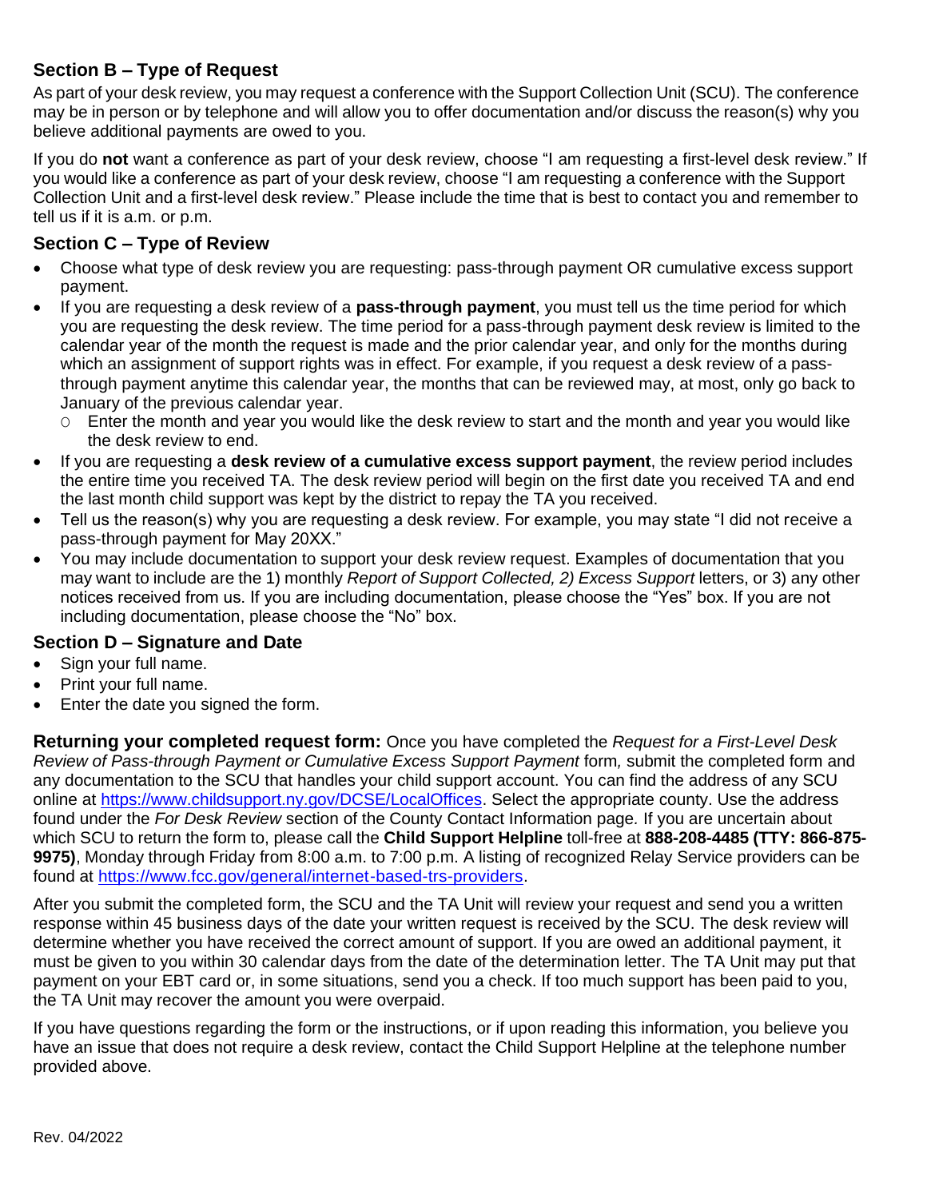## Section B – Type of Request

As part of your desk review, you may request a conference with the Support Collection Unit (SCU). The conference may be in person or by telephone and will allow you to offer documentation and/or discuss the reason(s) why you believe additional payments are owed to you.

If you do **not** want a conference as part of your desk review, choose "I am requesting a first-level desk review." If you would like a conference as part of your desk review, choose "I am requesting a conference with the Support Collection Unit and a first-level desk review." Please include the time that is best to contact you and remember to tell us if it is a.m. or p.m.

## Section C – Type of Review

- Choose what type of desk review you are requesting: pass-through payment OR cumulative excess support payment.
- If you are requesting a desk review of a **pass-through payment**, you must tell us the time period for which you are requesting the desk review. The time period for a pass-through payment desk review is limited to the calendar year of the month the request is made and the prior calendar year, and only for the months during which an assignment of support rights was in effect. For example, if you request a desk review of a pass-through payment anytime this calendar year, the months that can be reviewed may, at most, only go back to January of the previous calendar year.
  - Enter the month and year you would like the desk review to start and the month and year you would like the desk review to end.
- If you are requesting a **desk review of a cumulative excess support payment**, the review period includes the entire time you received TA. The desk review period will begin on the first date you received TA and end the last month child support was kept by the district to repay the TA you received.
- Tell us the reason(s) why you are requesting a desk review. For example, you may state "I did not receive a pass-through payment for May 20XX."
- You may include documentation to support your desk review request. Examples of documentation that you may want to include are the 1) monthly *Report of Support Collected, 2) Excess Support* letters, or 3) any other notices received from us. If you are including documentation, please choose the "Yes" box. If you are not including documentation, please choose the "No" box.

## Section D – Signature and Date

- Sign your full name.
- Print your full name.
- Enter the date you signed the form.

**Returning your completed request form:** Once you have completed the *Request for a First-Level Desk Review of Pass-through Payment or Cumulative Excess Support Payment* form*,* submit the completed form and any documentation to the SCU that handles your child support account. You can find the address of any SCU online at https://www.childsupport.ny.gov/DCSE/LocalOffices. Select the appropriate county. Use the address found under the *For Desk Review* section of the County Contact Information page. If you are uncertain about which SCU to return the form to, please call the **Child Support Helpline** toll-free at **888-208-4485 (TTY: 866-875-9975)**, Monday through Friday from 8:00 a.m. to 7:00 p.m. A listing of recognized Relay Service providers can be found at https://www.fcc.gov/general/internet-based-trs-providers.

After you submit the completed form, the SCU and the TA Unit will review your request and send you a written response within 45 business days of the date your written request is received by the SCU. The desk review will determine whether you have received the correct amount of support. If you are owed an additional payment, it must be given to you within 30 calendar days from the date of the determination letter. The TA Unit may put that payment on your EBT card or, in some situations, send you a check. If too much support has been paid to you, the TA Unit may recover the amount you were overpaid.

If you have questions regarding the form or the instructions, or if upon reading this information, you believe you have an issue that does not require a desk review, contact the Child Support Helpline at the telephone number provided above.

Rev. 04/2022